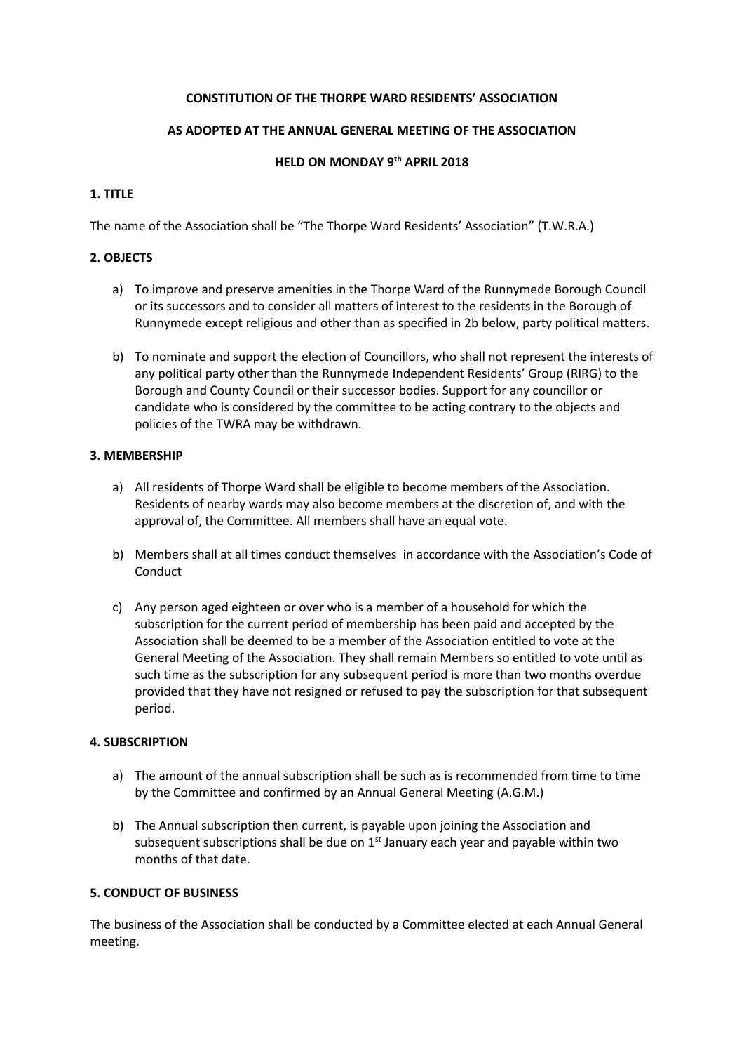**CONSTITUTION OF THE THORPE WARD RESIDENTS' ASSOCIATION**

**AS ADOPTED AT THE ANNUAL GENERAL MEETING OF THE ASSOCIATION**

**HELD ON MONDAY 9th APRIL 2018**

**1. TITLE**

The name of the Association shall be "The Thorpe Ward Residents' Association" (T.W.R.A.)

**2. OBJECTS**

a) To improve and preserve amenities in the Thorpe Ward of the Runnymede Borough Council or its successors and to consider all matters of interest to the residents in the Borough of Runnymede except religious and other than as specified in 2b below, party political matters.

b) To nominate and support the election of Councillors, who shall not represent the interests of any political party other than the Runnymede Independent Residents' Group (RIRG) to the Borough and County Council or their successor bodies. Support for any councillor or candidate who is considered by the committee to be acting contrary to the objects and policies of the TWRA may be withdrawn.

**3. MEMBERSHIP**

a) All residents of Thorpe Ward shall be eligible to become members of the Association. Residents of nearby wards may also become members at the discretion of, and with the approval of, the Committee. All members shall have an equal vote.

b) Members shall at all times conduct themselves in accordance with the Association's Code of Conduct

c) Any person aged eighteen or over who is a member of a household for which the subscription for the current period of membership has been paid and accepted by the Association shall be deemed to be a member of the Association entitled to vote at the General Meeting of the Association. They shall remain Members so entitled to vote until as such time as the subscription for any subsequent period is more than two months overdue provided that they have not resigned or refused to pay the subscription for that subsequent period.

**4. SUBSCRIPTION**

a) The amount of the annual subscription shall be such as is recommended from time to time by the Committee and confirmed by an Annual General Meeting (A.G.M.)

b) The Annual subscription then current, is payable upon joining the Association and subsequent subscriptions shall be due on 1st January each year and payable within two months of that date.

**5. CONDUCT OF BUSINESS**

The business of the Association shall be conducted by a Committee elected at each Annual General meeting.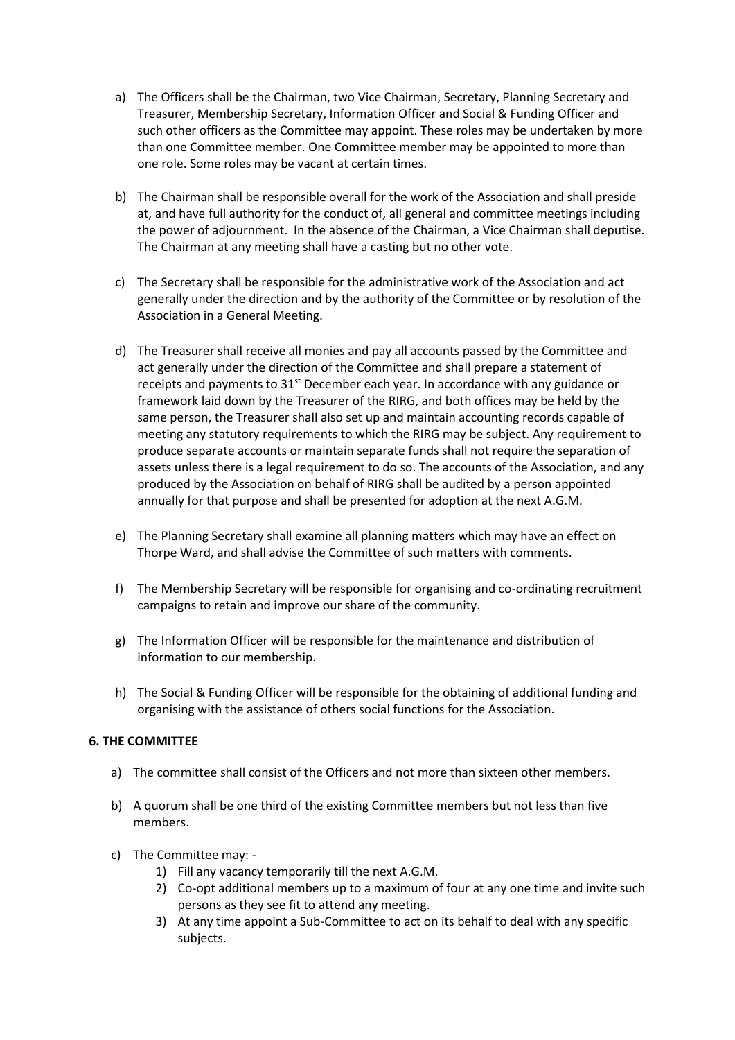a) The Officers shall be the Chairman, two Vice Chairman, Secretary, Planning Secretary and Treasurer, Membership Secretary, Information Officer and Social & Funding Officer and such other officers as the Committee may appoint. These roles may be undertaken by more than one Committee member. One Committee member may be appointed to more than one role. Some roles may be vacant at certain times.

b) The Chairman shall be responsible overall for the work of the Association and shall preside at, and have full authority for the conduct of, all general and committee meetings including the power of adjournment. In the absence of the Chairman, a Vice Chairman shall deputise. The Chairman at any meeting shall have a casting but no other vote.

c) The Secretary shall be responsible for the administrative work of the Association and act generally under the direction and by the authority of the Committee or by resolution of the Association in a General Meeting.

d) The Treasurer shall receive all monies and pay all accounts passed by the Committee and act generally under the direction of the Committee and shall prepare a statement of receipts and payments to 31st December each year. In accordance with any guidance or framework laid down by the Treasurer of the RIRG, and both offices may be held by the same person, the Treasurer shall also set up and maintain accounting records capable of meeting any statutory requirements to which the RIRG may be subject. Any requirement to produce separate accounts or maintain separate funds shall not require the separation of assets unless there is a legal requirement to do so. The accounts of the Association, and any produced by the Association on behalf of RIRG shall be audited by a person appointed annually for that purpose and shall be presented for adoption at the next A.G.M.

e) The Planning Secretary shall examine all planning matters which may have an effect on Thorpe Ward, and shall advise the Committee of such matters with comments.

f) The Membership Secretary will be responsible for organising and co-ordinating recruitment campaigns to retain and improve our share of the community.

g) The Information Officer will be responsible for the maintenance and distribution of information to our membership.

h) The Social & Funding Officer will be responsible for the obtaining of additional funding and organising with the assistance of others social functions for the Association.

**6. THE COMMITTEE**

a) The committee shall consist of the Officers and not more than sixteen other members.

b) A quorum shall be one third of the existing Committee members but not less than five members.

c) The Committee may: -
    1) Fill any vacancy temporarily till the next A.G.M.
    2) Co-opt additional members up to a maximum of four at any one time and invite such persons as they see fit to attend any meeting.
    3) At any time appoint a Sub-Committee to act on its behalf to deal with any specific subjects.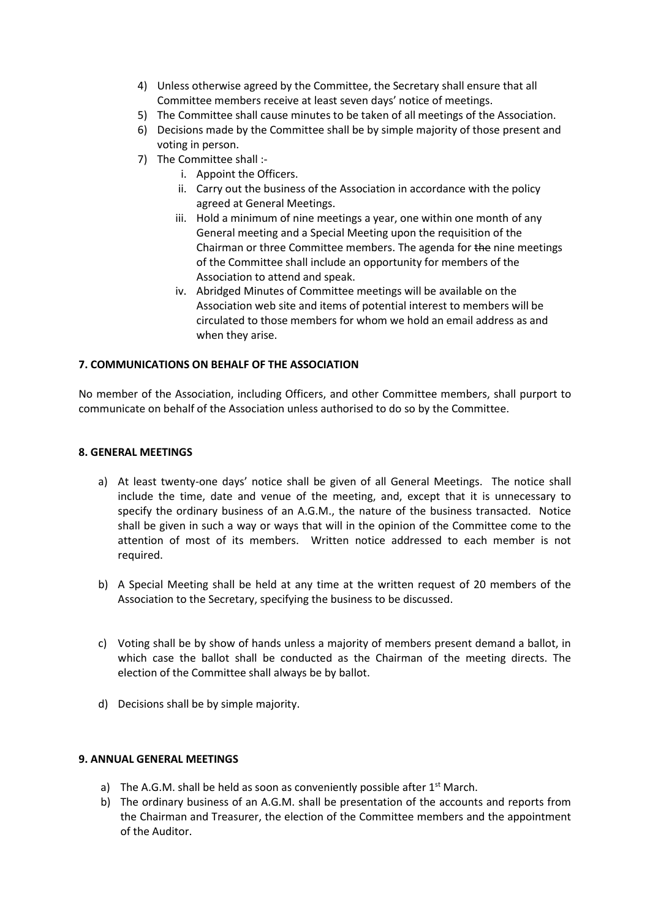4) Unless otherwise agreed by the Committee, the Secretary shall ensure that all Committee members receive at least seven days' notice of meetings.
5) The Committee shall cause minutes to be taken of all meetings of the Association.
6) Decisions made by the Committee shall be by simple majority of those present and voting in person.
7) The Committee shall :-
    i. Appoint the Officers.
    ii. Carry out the business of the Association in accordance with the policy agreed at General Meetings.
    iii. Hold a minimum of nine meetings a year, one within one month of any General meeting and a Special Meeting upon the requisition of the Chairman or three Committee members. The agenda for ~~the~~ nine meetings of the Committee shall include an opportunity for members of the Association to attend and speak.
    iv. Abridged Minutes of Committee meetings will be available on the Association web site and items of potential interest to members will be circulated to those members for whom we hold an email address as and when they arise.

**7. COMMUNICATIONS ON BEHALF OF THE ASSOCIATION**

No member of the Association, including Officers, and other Committee members, shall purport to communicate on behalf of the Association unless authorised to do so by the Committee.

**8. GENERAL MEETINGS**

a) At least twenty-one days' notice shall be given of all General Meetings. The notice shall include the time, date and venue of the meeting, and, except that it is unnecessary to specify the ordinary business of an A.G.M., the nature of the business transacted. Notice shall be given in such a way or ways that will in the opinion of the Committee come to the attention of most of its members. Written notice addressed to each member is not required.

b) A Special Meeting shall be held at any time at the written request of 20 members of the Association to the Secretary, specifying the business to be discussed.

c) Voting shall be by show of hands unless a majority of members present demand a ballot, in which case the ballot shall be conducted as the Chairman of the meeting directs. The election of the Committee shall always be by ballot.

d) Decisions shall be by simple majority.

**9. ANNUAL GENERAL MEETINGS**

a) The A.G.M. shall be held as soon as conveniently possible after 1st March.
b) The ordinary business of an A.G.M. shall be presentation of the accounts and reports from the Chairman and Treasurer, the election of the Committee members and the appointment of the Auditor.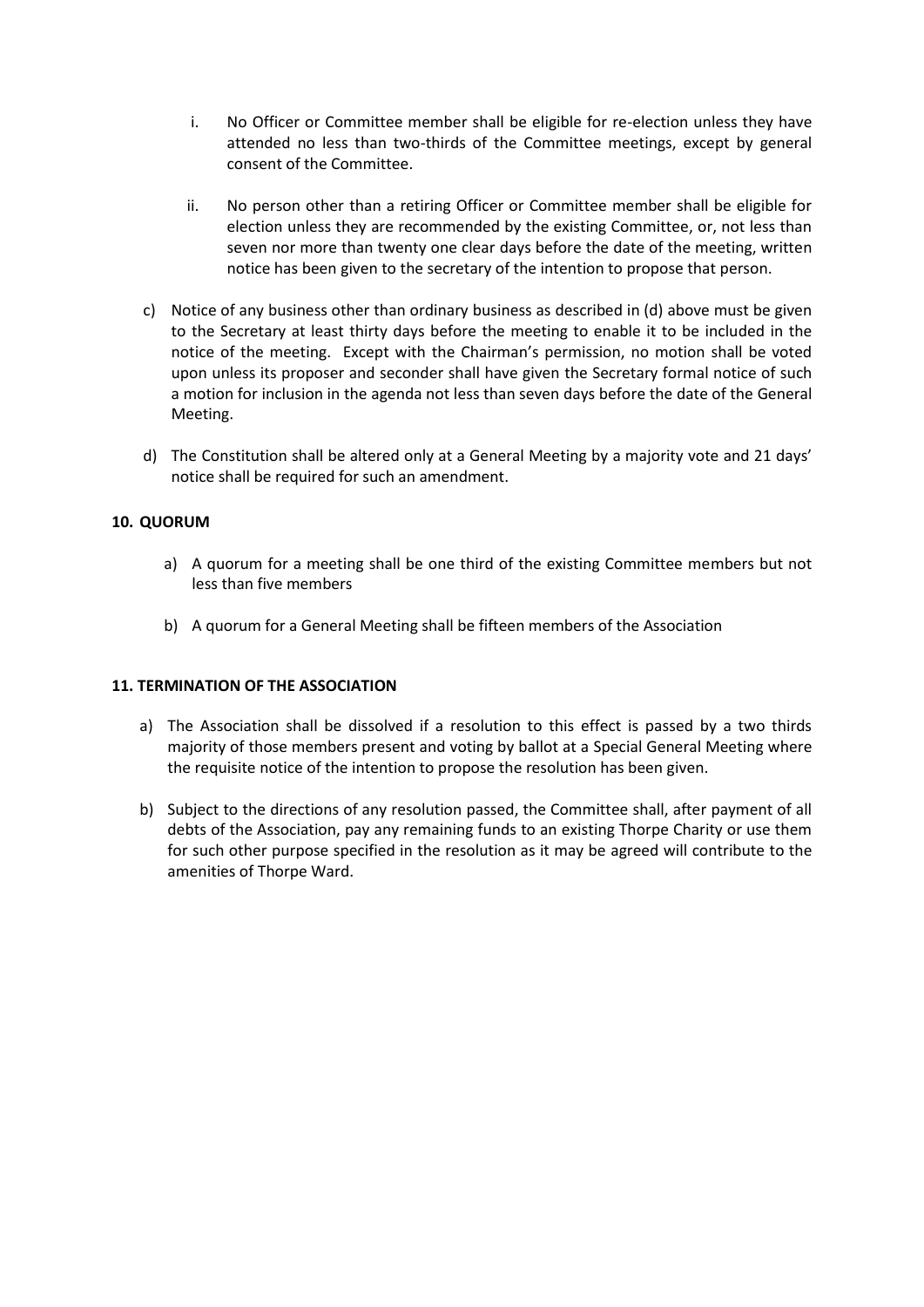i. No Officer or Committee member shall be eligible for re-election unless they have attended no less than two-thirds of the Committee meetings, except by general consent of the Committee.

   ii. No person other than a retiring Officer or Committee member shall be eligible for election unless they are recommended by the existing Committee, or, not less than seven nor more than twenty one clear days before the date of the meeting, written notice has been given to the secretary of the intention to propose that person.

c) Notice of any business other than ordinary business as described in (d) above must be given to the Secretary at least thirty days before the meeting to enable it to be included in the notice of the meeting. Except with the Chairman's permission, no motion shall be voted upon unless its proposer and seconder shall have given the Secretary formal notice of such a motion for inclusion in the agenda not less than seven days before the date of the General Meeting.

d) The Constitution shall be altered only at a General Meeting by a majority vote and 21 days' notice shall be required for such an amendment.

**10. QUORUM**

a) A quorum for a meeting shall be one third of the existing Committee members but not less than five members

b) A quorum for a General Meeting shall be fifteen members of the Association

**11. TERMINATION OF THE ASSOCIATION**

a) The Association shall be dissolved if a resolution to this effect is passed by a two thirds majority of those members present and voting by ballot at a Special General Meeting where the requisite notice of the intention to propose the resolution has been given.

b) Subject to the directions of any resolution passed, the Committee shall, after payment of all debts of the Association, pay any remaining funds to an existing Thorpe Charity or use them for such other purpose specified in the resolution as it may be agreed will contribute to the amenities of Thorpe Ward.